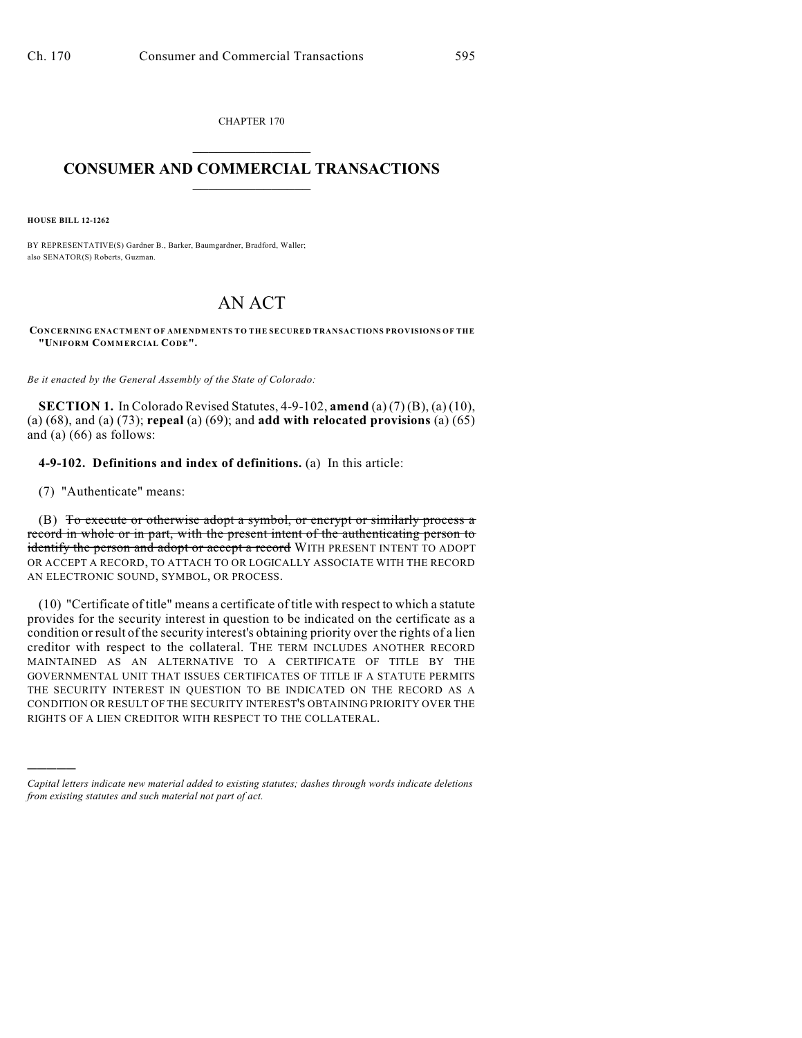CHAPTER 170

# CONSUMER AND COMMERCIAL TRANSACTIONS

**HOUSE BILL 12-1262**

BY REPRESENTATIVE(S) Gardner B., Barker, Baumgardner, Bradford, Waller; also SENATOR(S) Roberts, Guzman.

# AN ACT

**CONCERNING ENACTMENT OF AMENDMENTS TO THE SECURED TRANSACTIONS PROVISIONS OF THE "UNIFORM COMMERCIAL CODE".**

*Be it enacted by the General Assembly of the State of Colorado:*

**SECTION 1.** In Colorado Revised Statutes, 4-9-102, **amend** (a) (7) (B), (a) (10), (a) (68), and (a) (73); **repeal** (a) (69); and **add with relocated provisions** (a) (65) and (a) (66) as follows:

**4-9-102. Definitions and index of definitions.** (a) In this article:

(7) "Authenticate" means:

(B) ~~To execute or otherwise adopt a symbol, or encrypt or similarly process a record in whole or in part, with the present intent of the authenticating person to identify the person and adopt or accept a record~~ WITH PRESENT INTENT TO ADOPT OR ACCEPT A RECORD, TO ATTACH TO OR LOGICALLY ASSOCIATE WITH THE RECORD AN ELECTRONIC SOUND, SYMBOL, OR PROCESS.

(10) "Certificate of title" means a certificate of title with respect to which a statute provides for the security interest in question to be indicated on the certificate as a condition or result of the security interest's obtaining priority over the rights of a lien creditor with respect to the collateral. THE TERM INCLUDES ANOTHER RECORD MAINTAINED AS AN ALTERNATIVE TO A CERTIFICATE OF TITLE BY THE GOVERNMENTAL UNIT THAT ISSUES CERTIFICATES OF TITLE IF A STATUTE PERMITS THE SECURITY INTEREST IN QUESTION TO BE INDICATED ON THE RECORD AS A CONDITION OR RESULT OF THE SECURITY INTEREST'S OBTAINING PRIORITY OVER THE RIGHTS OF A LIEN CREDITOR WITH RESPECT TO THE COLLATERAL.

---

*Capital letters indicate new material added to existing statutes; dashes through words indicate deletions from existing statutes and such material not part of act.*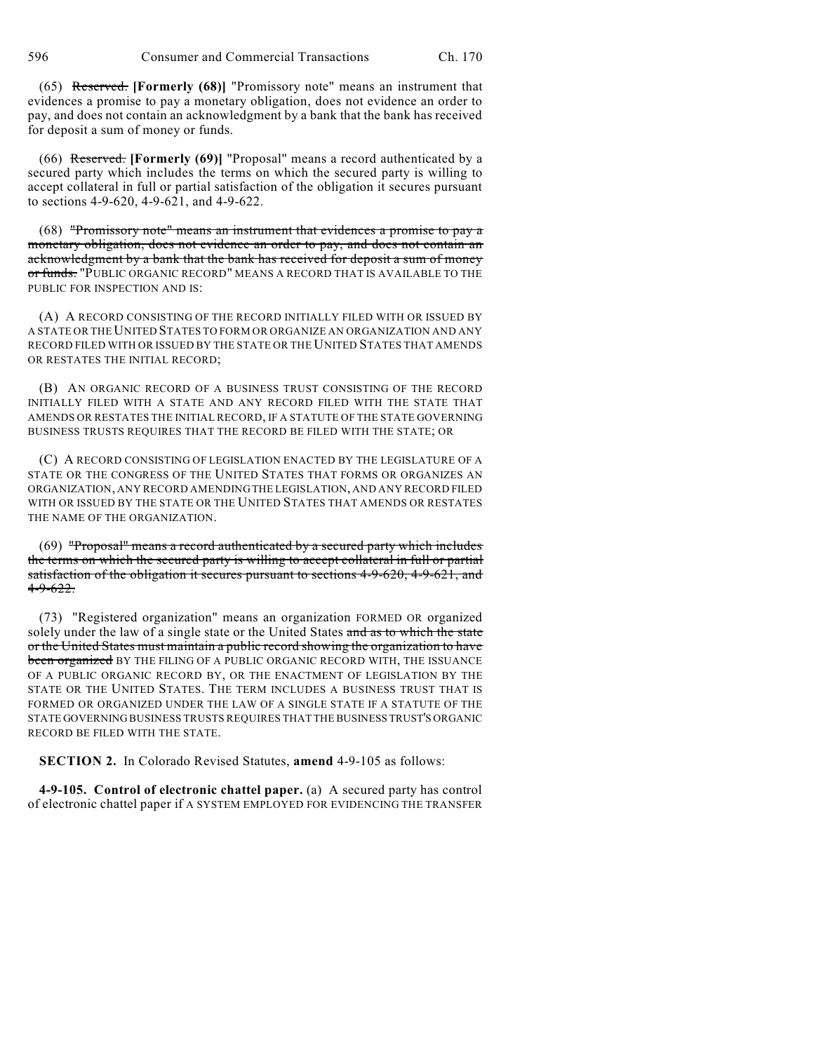(65) ~~Reserved.~~ **[Formerly (68)]** "Promissory note" means an instrument that evidences a promise to pay a monetary obligation, does not evidence an order to pay, and does not contain an acknowledgment by a bank that the bank has received for deposit a sum of money or funds.

(66) ~~Reserved.~~ **[Formerly (69)]** "Proposal" means a record authenticated by a secured party which includes the terms on which the secured party is willing to accept collateral in full or partial satisfaction of the obligation it secures pursuant to sections 4-9-620, 4-9-621, and 4-9-622.

(68) ~~"Promissory note" means an instrument that evidences a promise to pay a monetary obligation, does not evidence an order to pay, and does not contain an acknowledgment by a bank that the bank has received for deposit a sum of money or funds.~~ "PUBLIC ORGANIC RECORD" MEANS A RECORD THAT IS AVAILABLE TO THE PUBLIC FOR INSPECTION AND IS:

(A) A RECORD CONSISTING OF THE RECORD INITIALLY FILED WITH OR ISSUED BY A STATE OR THE UNITED STATES TO FORM OR ORGANIZE AN ORGANIZATION AND ANY RECORD FILED WITH OR ISSUED BY THE STATE OR THE UNITED STATES THAT AMENDS OR RESTATES THE INITIAL RECORD;

(B) AN ORGANIC RECORD OF A BUSINESS TRUST CONSISTING OF THE RECORD INITIALLY FILED WITH A STATE AND ANY RECORD FILED WITH THE STATE THAT AMENDS OR RESTATES THE INITIAL RECORD, IF A STATUTE OF THE STATE GOVERNING BUSINESS TRUSTS REQUIRES THAT THE RECORD BE FILED WITH THE STATE; OR

(C) A RECORD CONSISTING OF LEGISLATION ENACTED BY THE LEGISLATURE OF A STATE OR THE CONGRESS OF THE UNITED STATES THAT FORMS OR ORGANIZES AN ORGANIZATION, ANY RECORD AMENDING THE LEGISLATION, AND ANY RECORD FILED WITH OR ISSUED BY THE STATE OR THE UNITED STATES THAT AMENDS OR RESTATES THE NAME OF THE ORGANIZATION.

(69) ~~"Proposal" means a record authenticated by a secured party which includes the terms on which the secured party is willing to accept collateral in full or partial satisfaction of the obligation it secures pursuant to sections 4-9-620, 4-9-621, and 4-9-622.~~

(73) "Registered organization" means an organization FORMED OR organized solely under the law of a single state or the United States ~~and as to which the state or the United States must maintain a public record showing the organization to have been organized~~ BY THE FILING OF A PUBLIC ORGANIC RECORD WITH, THE ISSUANCE OF A PUBLIC ORGANIC RECORD BY, OR THE ENACTMENT OF LEGISLATION BY THE STATE OR THE UNITED STATES. THE TERM INCLUDES A BUSINESS TRUST THAT IS FORMED OR ORGANIZED UNDER THE LAW OF A SINGLE STATE IF A STATUTE OF THE STATE GOVERNING BUSINESS TRUSTS REQUIRES THAT THE BUSINESS TRUST'S ORGANIC RECORD BE FILED WITH THE STATE.

**SECTION 2.** In Colorado Revised Statutes, **amend** 4-9-105 as follows:

**4-9-105. Control of electronic chattel paper.** (a) A secured party has control of electronic chattel paper if A SYSTEM EMPLOYED FOR EVIDENCING THE TRANSFER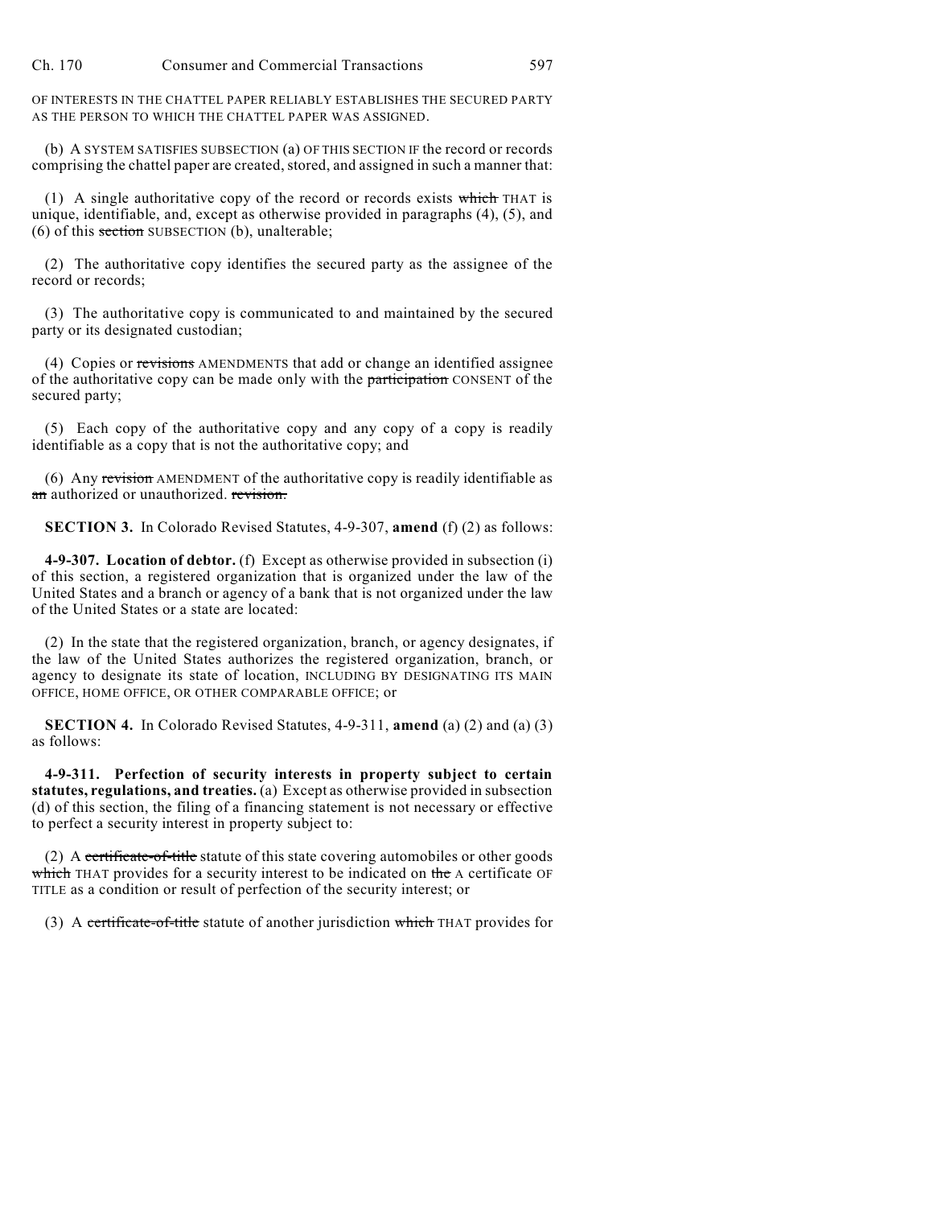OF INTERESTS IN THE CHATTEL PAPER RELIABLY ESTABLISHES THE SECURED PARTY AS THE PERSON TO WHICH THE CHATTEL PAPER WAS ASSIGNED.

(b) A SYSTEM SATISFIES SUBSECTION (a) OF THIS SECTION IF the record or records comprising the chattel paper are created, stored, and assigned in such a manner that:

(1) A single authoritative copy of the record or records exists ~~which~~ THAT is unique, identifiable, and, except as otherwise provided in paragraphs (4), (5), and (6) of this ~~section~~ SUBSECTION (b), unalterable;

(2) The authoritative copy identifies the secured party as the assignee of the record or records;

(3) The authoritative copy is communicated to and maintained by the secured party or its designated custodian;

(4) Copies or ~~revisions~~ AMENDMENTS that add or change an identified assignee of the authoritative copy can be made only with the ~~participation~~ CONSENT of the secured party;

(5) Each copy of the authoritative copy and any copy of a copy is readily identifiable as a copy that is not the authoritative copy; and

(6) Any ~~revision~~ AMENDMENT of the authoritative copy is readily identifiable as ~~an~~ authorized or unauthorized. ~~revision.~~

**SECTION 3.** In Colorado Revised Statutes, 4-9-307, **amend** (f) (2) as follows:

**4-9-307. Location of debtor.** (f) Except as otherwise provided in subsection (i) of this section, a registered organization that is organized under the law of the United States and a branch or agency of a bank that is not organized under the law of the United States or a state are located:

(2) In the state that the registered organization, branch, or agency designates, if the law of the United States authorizes the registered organization, branch, or agency to designate its state of location, INCLUDING BY DESIGNATING ITS MAIN OFFICE, HOME OFFICE, OR OTHER COMPARABLE OFFICE; or

**SECTION 4.** In Colorado Revised Statutes, 4-9-311, **amend** (a) (2) and (a) (3) as follows:

**4-9-311. Perfection of security interests in property subject to certain statutes, regulations, and treaties.** (a) Except as otherwise provided in subsection (d) of this section, the filing of a financing statement is not necessary or effective to perfect a security interest in property subject to:

(2) A ~~certificate-of-title~~ statute of this state covering automobiles or other goods ~~which~~ THAT provides for a security interest to be indicated on ~~the~~ A certificate OF TITLE as a condition or result of perfection of the security interest; or

(3) A ~~certificate-of-title~~ statute of another jurisdiction ~~which~~ THAT provides for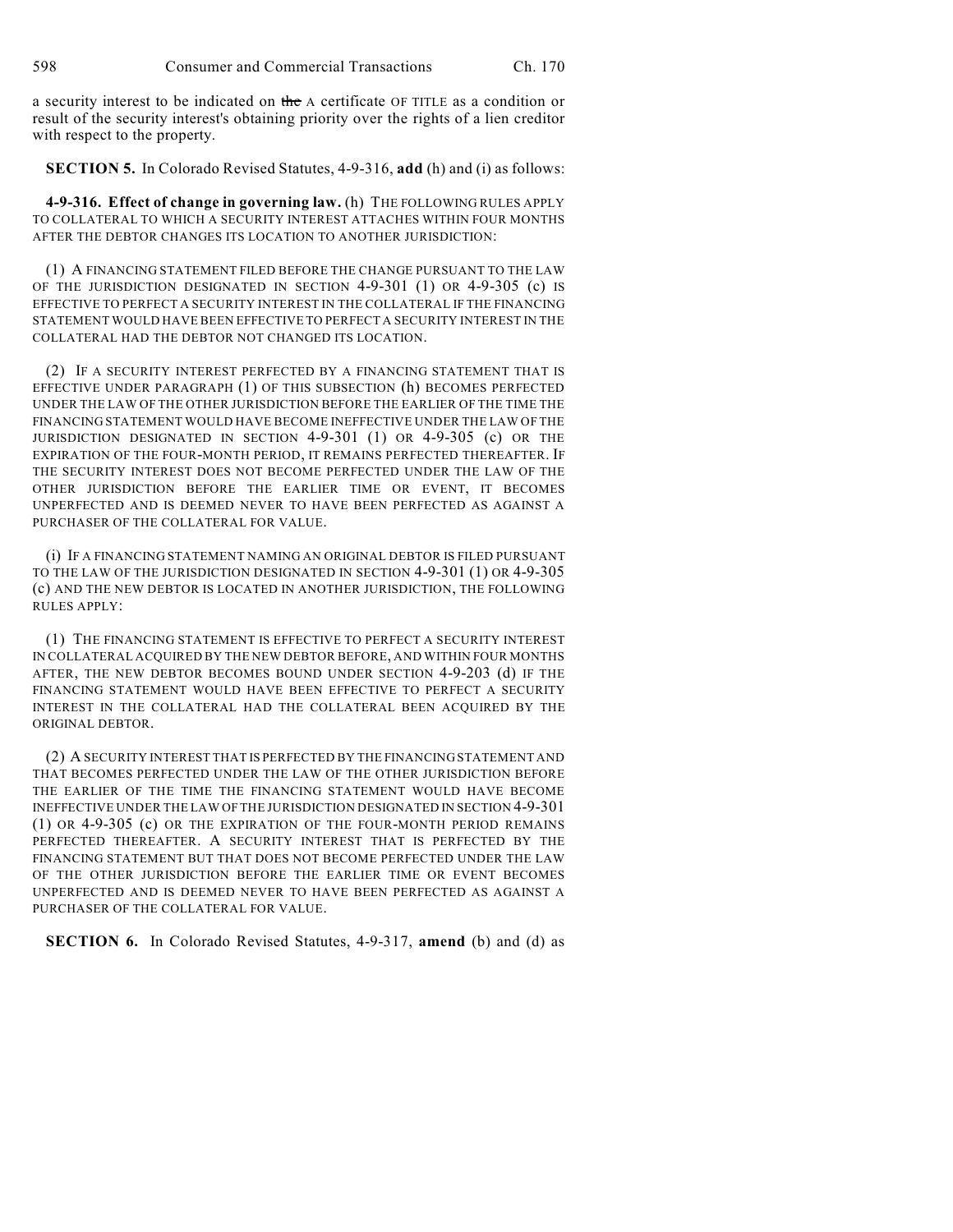a security interest to be indicated on ~~the~~ A certificate OF TITLE as a condition or result of the security interest's obtaining priority over the rights of a lien creditor with respect to the property.

**SECTION 5.** In Colorado Revised Statutes, 4-9-316, **add** (h) and (i) as follows:

**4-9-316. Effect of change in governing law.** (h) THE FOLLOWING RULES APPLY TO COLLATERAL TO WHICH A SECURITY INTEREST ATTACHES WITHIN FOUR MONTHS AFTER THE DEBTOR CHANGES ITS LOCATION TO ANOTHER JURISDICTION:

(1) A FINANCING STATEMENT FILED BEFORE THE CHANGE PURSUANT TO THE LAW OF THE JURISDICTION DESIGNATED IN SECTION 4-9-301 (1) OR 4-9-305 (c) IS EFFECTIVE TO PERFECT A SECURITY INTEREST IN THE COLLATERAL IF THE FINANCING STATEMENT WOULD HAVE BEEN EFFECTIVE TO PERFECT A SECURITY INTEREST IN THE COLLATERAL HAD THE DEBTOR NOT CHANGED ITS LOCATION.

(2) IF A SECURITY INTEREST PERFECTED BY A FINANCING STATEMENT THAT IS EFFECTIVE UNDER PARAGRAPH (1) OF THIS SUBSECTION (h) BECOMES PERFECTED UNDER THE LAW OF THE OTHER JURISDICTION BEFORE THE EARLIER OF THE TIME THE FINANCING STATEMENT WOULD HAVE BECOME INEFFECTIVE UNDER THE LAW OF THE JURISDICTION DESIGNATED IN SECTION 4-9-301 (1) OR 4-9-305 (c) OR THE EXPIRATION OF THE FOUR-MONTH PERIOD, IT REMAINS PERFECTED THEREAFTER. IF THE SECURITY INTEREST DOES NOT BECOME PERFECTED UNDER THE LAW OF THE OTHER JURISDICTION BEFORE THE EARLIER TIME OR EVENT, IT BECOMES UNPERFECTED AND IS DEEMED NEVER TO HAVE BEEN PERFECTED AS AGAINST A PURCHASER OF THE COLLATERAL FOR VALUE.

(i) IF A FINANCING STATEMENT NAMING AN ORIGINAL DEBTOR IS FILED PURSUANT TO THE LAW OF THE JURISDICTION DESIGNATED IN SECTION 4-9-301 (1) OR 4-9-305 (c) AND THE NEW DEBTOR IS LOCATED IN ANOTHER JURISDICTION, THE FOLLOWING RULES APPLY:

(1) THE FINANCING STATEMENT IS EFFECTIVE TO PERFECT A SECURITY INTEREST IN COLLATERAL ACQUIRED BY THE NEW DEBTOR BEFORE, AND WITHIN FOUR MONTHS AFTER, THE NEW DEBTOR BECOMES BOUND UNDER SECTION 4-9-203 (d) IF THE FINANCING STATEMENT WOULD HAVE BEEN EFFECTIVE TO PERFECT A SECURITY INTEREST IN THE COLLATERAL HAD THE COLLATERAL BEEN ACQUIRED BY THE ORIGINAL DEBTOR.

(2) A SECURITY INTEREST THAT IS PERFECTED BY THE FINANCING STATEMENT AND THAT BECOMES PERFECTED UNDER THE LAW OF THE OTHER JURISDICTION BEFORE THE EARLIER OF THE TIME THE FINANCING STATEMENT WOULD HAVE BECOME INEFFECTIVE UNDER THE LAW OF THE JURISDICTION DESIGNATED IN SECTION 4-9-301 (1) OR 4-9-305 (c) OR THE EXPIRATION OF THE FOUR-MONTH PERIOD REMAINS PERFECTED THEREAFTER. A SECURITY INTEREST THAT IS PERFECTED BY THE FINANCING STATEMENT BUT THAT DOES NOT BECOME PERFECTED UNDER THE LAW OF THE OTHER JURISDICTION BEFORE THE EARLIER TIME OR EVENT BECOMES UNPERFECTED AND IS DEEMED NEVER TO HAVE BEEN PERFECTED AS AGAINST A PURCHASER OF THE COLLATERAL FOR VALUE.

**SECTION 6.** In Colorado Revised Statutes, 4-9-317, **amend** (b) and (d) as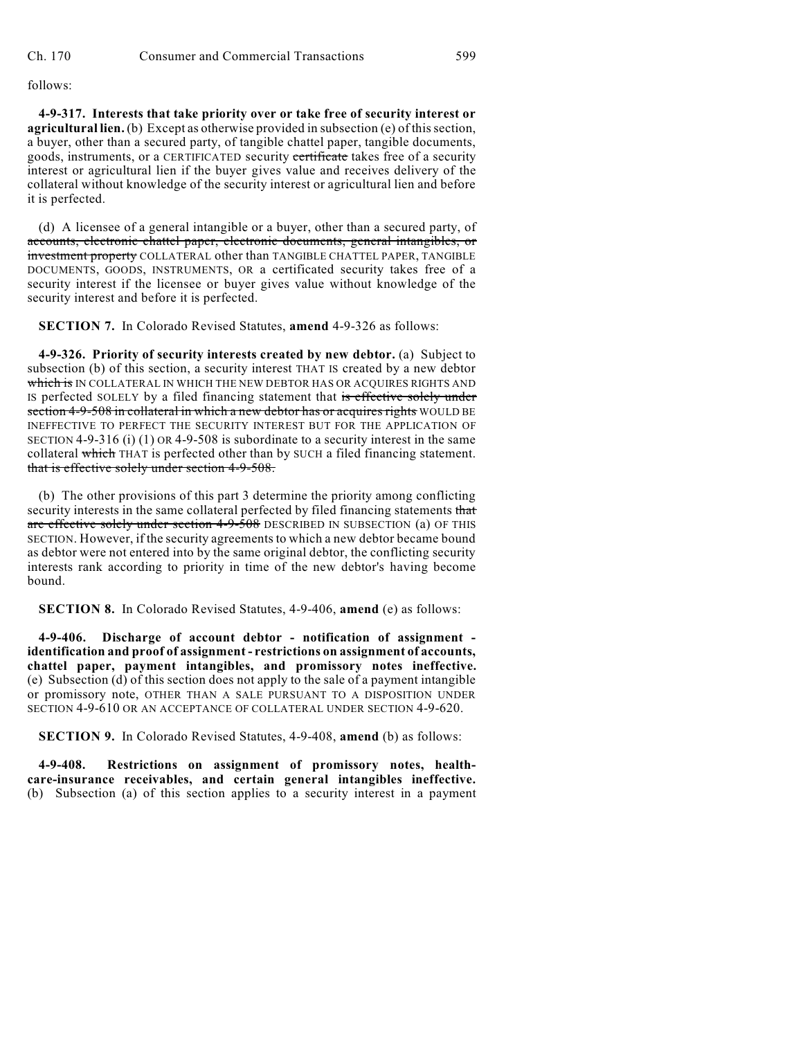follows:

**4-9-317. Interests that take priority over or take free of security interest or agricultural lien.** (b) Except as otherwise provided in subsection (e) of this section, a buyer, other than a secured party, of tangible chattel paper, tangible documents, goods, instruments, or a CERTIFICATED security ~~certificate~~ takes free of a security interest or agricultural lien if the buyer gives value and receives delivery of the collateral without knowledge of the security interest or agricultural lien and before it is perfected.

(d) A licensee of a general intangible or a buyer, other than a secured party, of ~~accounts, electronic chattel paper, electronic documents, general intangibles, or investment property~~ COLLATERAL other than TANGIBLE CHATTEL PAPER, TANGIBLE DOCUMENTS, GOODS, INSTRUMENTS, OR a certificated security takes free of a security interest if the licensee or buyer gives value without knowledge of the security interest and before it is perfected.

**SECTION 7.** In Colorado Revised Statutes, **amend** 4-9-326 as follows:

**4-9-326. Priority of security interests created by new debtor.** (a) Subject to subsection (b) of this section, a security interest THAT IS created by a new debtor ~~which is~~ IN COLLATERAL IN WHICH THE NEW DEBTOR HAS OR ACQUIRES RIGHTS AND IS perfected SOLELY by a filed financing statement that ~~is effective solely under section 4-9-508 in collateral in which a new debtor has or acquires rights~~ WOULD BE INEFFECTIVE TO PERFECT THE SECURITY INTEREST BUT FOR THE APPLICATION OF SECTION 4-9-316 (i) (1) OR 4-9-508 is subordinate to a security interest in the same collateral ~~which~~ THAT is perfected other than by SUCH a filed financing statement. ~~that is effective solely under section 4-9-508.~~

(b) The other provisions of this part 3 determine the priority among conflicting security interests in the same collateral perfected by filed financing statements ~~that are effective solely under section 4-9-508~~ DESCRIBED IN SUBSECTION (a) OF THIS SECTION. However, if the security agreements to which a new debtor became bound as debtor were not entered into by the same original debtor, the conflicting security interests rank according to priority in time of the new debtor's having become bound.

**SECTION 8.** In Colorado Revised Statutes, 4-9-406, **amend** (e) as follows:

**4-9-406. Discharge of account debtor - notification of assignment - identification and proof of assignment - restrictions on assignment of accounts, chattel paper, payment intangibles, and promissory notes ineffective.** (e) Subsection (d) of this section does not apply to the sale of a payment intangible or promissory note, OTHER THAN A SALE PURSUANT TO A DISPOSITION UNDER SECTION 4-9-610 OR AN ACCEPTANCE OF COLLATERAL UNDER SECTION 4-9-620.

**SECTION 9.** In Colorado Revised Statutes, 4-9-408, **amend** (b) as follows:

**4-9-408. Restrictions on assignment of promissory notes, health-care-insurance receivables, and certain general intangibles ineffective.** (b) Subsection (a) of this section applies to a security interest in a payment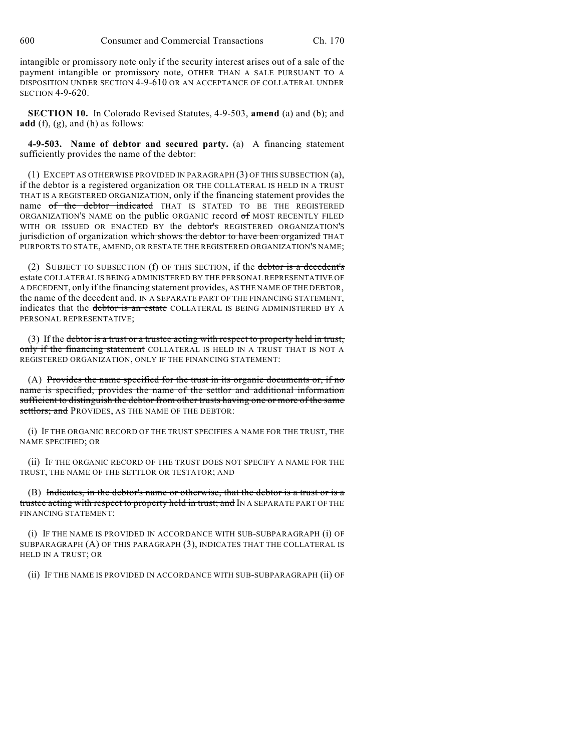intangible or promissory note only if the security interest arises out of a sale of the payment intangible or promissory note, OTHER THAN A SALE PURSUANT TO A DISPOSITION UNDER SECTION 4-9-610 OR AN ACCEPTANCE OF COLLATERAL UNDER SECTION 4-9-620.

**SECTION 10.** In Colorado Revised Statutes, 4-9-503, **amend** (a) and (b); and **add** (f), (g), and (h) as follows:

**4-9-503. Name of debtor and secured party.** (a) A financing statement sufficiently provides the name of the debtor:

(1) EXCEPT AS OTHERWISE PROVIDED IN PARAGRAPH (3) OF THIS SUBSECTION (a), if the debtor is a registered organization OR THE COLLATERAL IS HELD IN A TRUST THAT IS A REGISTERED ORGANIZATION, only if the financing statement provides the name ~~of the debtor indicated~~ THAT IS STATED TO BE THE REGISTERED ORGANIZATION'S NAME on the public ORGANIC record ~~of~~ MOST RECENTLY FILED WITH OR ISSUED OR ENACTED BY the ~~debtor's~~ REGISTERED ORGANIZATION'S jurisdiction of organization ~~which shows the debtor to have been organized~~ THAT PURPORTS TO STATE, AMEND, OR RESTATE THE REGISTERED ORGANIZATION'S NAME;

(2) SUBJECT TO SUBSECTION (f) OF THIS SECTION, if the ~~debtor is a decedent's estate~~ COLLATERAL IS BEING ADMINISTERED BY THE PERSONAL REPRESENTATIVE OF A DECEDENT, only if the financing statement provides, AS THE NAME OF THE DEBTOR, the name of the decedent and, IN A SEPARATE PART OF THE FINANCING STATEMENT, indicates that the ~~debtor is an estate~~ COLLATERAL IS BEING ADMINISTERED BY A PERSONAL REPRESENTATIVE;

(3) If the ~~debtor is a trust or a trustee acting with respect to property held in trust, only if the financing statement~~ COLLATERAL IS HELD IN A TRUST THAT IS NOT A REGISTERED ORGANIZATION, ONLY IF THE FINANCING STATEMENT:

(A) ~~Provides the name specified for the trust in its organic documents or, if no name is specified, provides the name of the settlor and additional information sufficient to distinguish the debtor from other trusts having one or more of the same settlors; and~~ PROVIDES, AS THE NAME OF THE DEBTOR:

(i) IF THE ORGANIC RECORD OF THE TRUST SPECIFIES A NAME FOR THE TRUST, THE NAME SPECIFIED; OR

(ii) IF THE ORGANIC RECORD OF THE TRUST DOES NOT SPECIFY A NAME FOR THE TRUST, THE NAME OF THE SETTLOR OR TESTATOR; AND

(B) ~~Indicates, in the debtor's name or otherwise, that the debtor is a trust or is a trustee acting with respect to property held in trust; and~~ IN A SEPARATE PART OF THE FINANCING STATEMENT:

(i) IF THE NAME IS PROVIDED IN ACCORDANCE WITH SUB-SUBPARAGRAPH (i) OF SUBPARAGRAPH (A) OF THIS PARAGRAPH (3), INDICATES THAT THE COLLATERAL IS HELD IN A TRUST; OR

(ii) IF THE NAME IS PROVIDED IN ACCORDANCE WITH SUB-SUBPARAGRAPH (ii) OF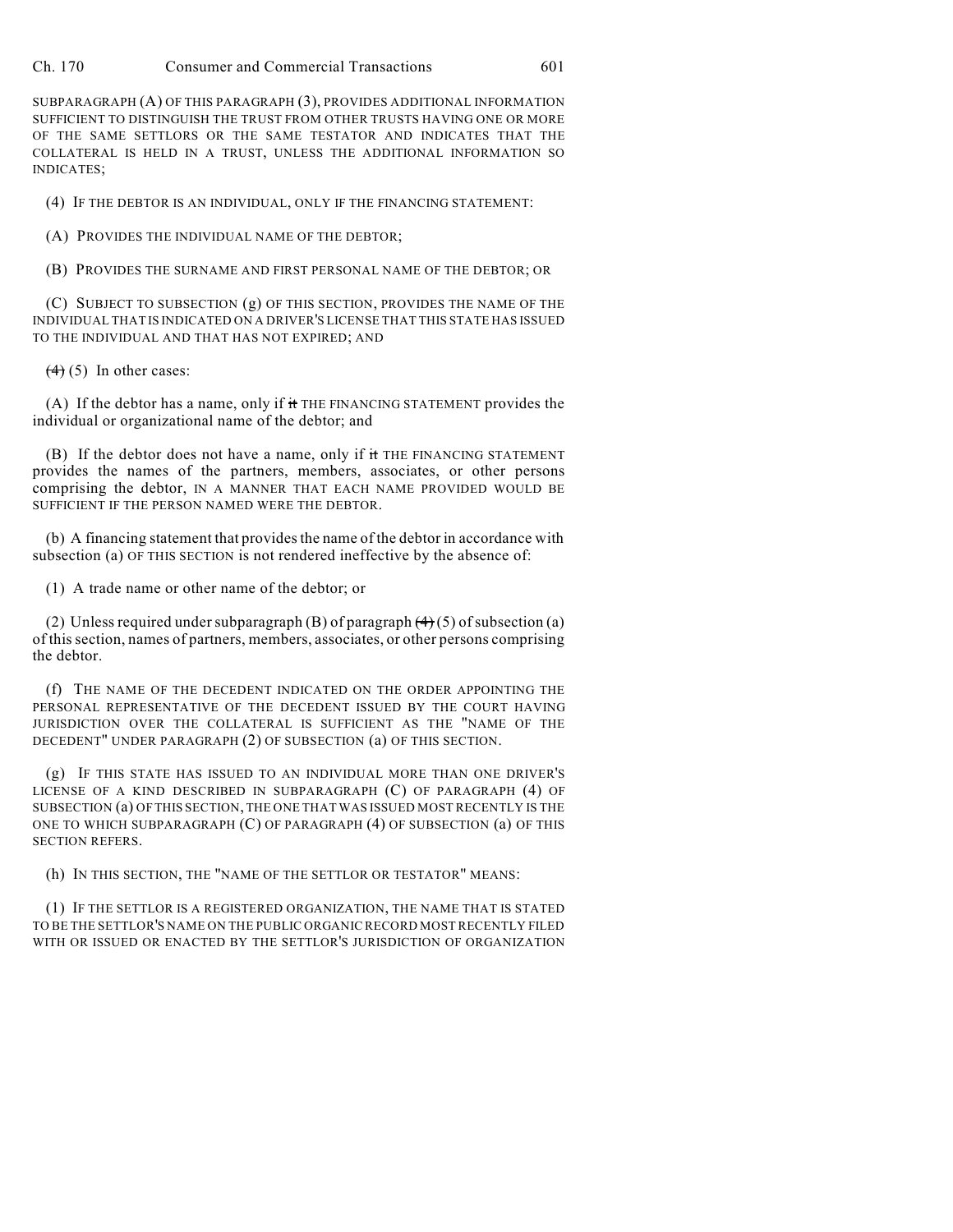SUBPARAGRAPH (A) OF THIS PARAGRAPH (3), PROVIDES ADDITIONAL INFORMATION SUFFICIENT TO DISTINGUISH THE TRUST FROM OTHER TRUSTS HAVING ONE OR MORE OF THE SAME SETTLORS OR THE SAME TESTATOR AND INDICATES THAT THE COLLATERAL IS HELD IN A TRUST, UNLESS THE ADDITIONAL INFORMATION SO INDICATES;

(4) IF THE DEBTOR IS AN INDIVIDUAL, ONLY IF THE FINANCING STATEMENT:

(A) PROVIDES THE INDIVIDUAL NAME OF THE DEBTOR;

(B) PROVIDES THE SURNAME AND FIRST PERSONAL NAME OF THE DEBTOR; OR

(C) SUBJECT TO SUBSECTION (g) OF THIS SECTION, PROVIDES THE NAME OF THE INDIVIDUAL THAT IS INDICATED ON A DRIVER'S LICENSE THAT THIS STATE HAS ISSUED TO THE INDIVIDUAL AND THAT HAS NOT EXPIRED; AND

~~(4)~~ (5) In other cases:

(A) If the debtor has a name, only if ~~it~~ THE FINANCING STATEMENT provides the individual or organizational name of the debtor; and

(B) If the debtor does not have a name, only if ~~it~~ THE FINANCING STATEMENT provides the names of the partners, members, associates, or other persons comprising the debtor, IN A MANNER THAT EACH NAME PROVIDED WOULD BE SUFFICIENT IF THE PERSON NAMED WERE THE DEBTOR.

(b) A financing statement that provides the name of the debtor in accordance with subsection (a) OF THIS SECTION is not rendered ineffective by the absence of:

(1) A trade name or other name of the debtor; or

(2) Unless required under subparagraph (B) of paragraph ~~(4)~~ (5) of subsection (a) of this section, names of partners, members, associates, or other persons comprising the debtor.

(f) THE NAME OF THE DECEDENT INDICATED ON THE ORDER APPOINTING THE PERSONAL REPRESENTATIVE OF THE DECEDENT ISSUED BY THE COURT HAVING JURISDICTION OVER THE COLLATERAL IS SUFFICIENT AS THE "NAME OF THE DECEDENT" UNDER PARAGRAPH (2) OF SUBSECTION (a) OF THIS SECTION.

(g) IF THIS STATE HAS ISSUED TO AN INDIVIDUAL MORE THAN ONE DRIVER'S LICENSE OF A KIND DESCRIBED IN SUBPARAGRAPH (C) OF PARAGRAPH (4) OF SUBSECTION (a) OF THIS SECTION, THE ONE THAT WAS ISSUED MOST RECENTLY IS THE ONE TO WHICH SUBPARAGRAPH (C) OF PARAGRAPH (4) OF SUBSECTION (a) OF THIS SECTION REFERS.

(h) IN THIS SECTION, THE "NAME OF THE SETTLOR OR TESTATOR" MEANS:

(1) IF THE SETTLOR IS A REGISTERED ORGANIZATION, THE NAME THAT IS STATED TO BE THE SETTLOR'S NAME ON THE PUBLIC ORGANIC RECORD MOST RECENTLY FILED WITH OR ISSUED OR ENACTED BY THE SETTLOR'S JURISDICTION OF ORGANIZATION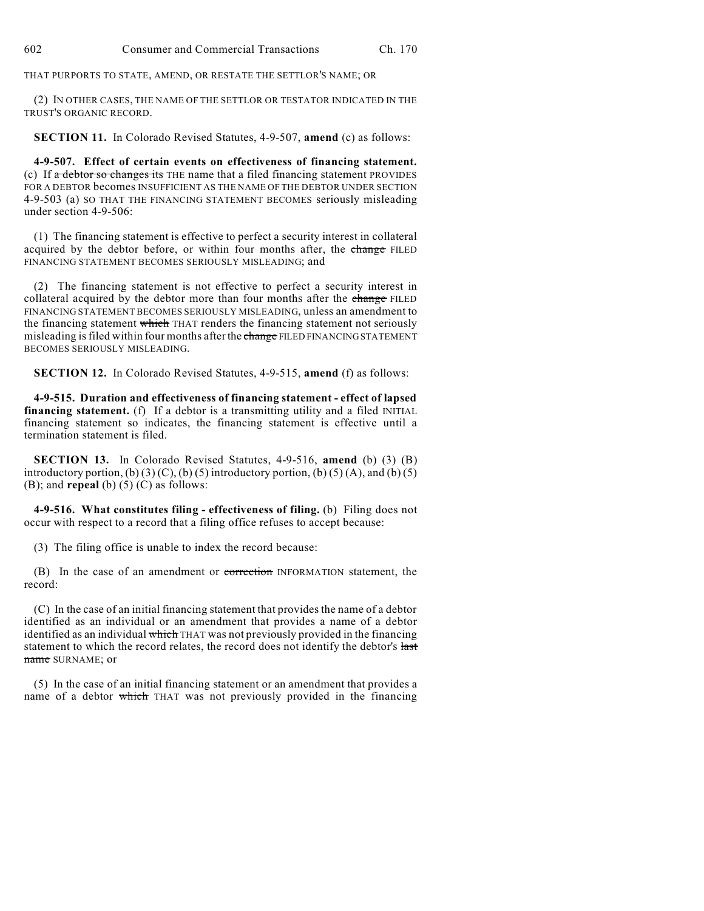THAT PURPORTS TO STATE, AMEND, OR RESTATE THE SETTLOR'S NAME; OR

(2) IN OTHER CASES, THE NAME OF THE SETTLOR OR TESTATOR INDICATED IN THE TRUST'S ORGANIC RECORD.

**SECTION 11.** In Colorado Revised Statutes, 4-9-507, **amend** (c) as follows:

**4-9-507. Effect of certain events on effectiveness of financing statement.** (c) If ~~a debtor so changes its~~ THE name that a filed financing statement PROVIDES FOR A DEBTOR becomes INSUFFICIENT AS THE NAME OF THE DEBTOR UNDER SECTION 4-9-503 (a) SO THAT THE FINANCING STATEMENT BECOMES seriously misleading under section 4-9-506:

(1) The financing statement is effective to perfect a security interest in collateral acquired by the debtor before, or within four months after, the ~~change~~ FILED FINANCING STATEMENT BECOMES SERIOUSLY MISLEADING; and

(2) The financing statement is not effective to perfect a security interest in collateral acquired by the debtor more than four months after the ~~change~~ FILED FINANCING STATEMENT BECOMES SERIOUSLY MISLEADING, unless an amendment to the financing statement ~~which~~ THAT renders the financing statement not seriously misleading is filed within four months after the ~~change~~ FILED FINANCING STATEMENT BECOMES SERIOUSLY MISLEADING.

**SECTION 12.** In Colorado Revised Statutes, 4-9-515, **amend** (f) as follows:

**4-9-515. Duration and effectiveness of financing statement - effect of lapsed financing statement.** (f) If a debtor is a transmitting utility and a filed INITIAL financing statement so indicates, the financing statement is effective until a termination statement is filed.

**SECTION 13.** In Colorado Revised Statutes, 4-9-516, **amend** (b) (3) (B) introductory portion, (b) (3) (C), (b) (5) introductory portion, (b) (5) (A), and (b) (5) (B); and **repeal** (b) (5) (C) as follows:

**4-9-516. What constitutes filing - effectiveness of filing.** (b) Filing does not occur with respect to a record that a filing office refuses to accept because:

(3) The filing office is unable to index the record because:

(B) In the case of an amendment or ~~correction~~ INFORMATION statement, the record:

(C) In the case of an initial financing statement that provides the name of a debtor identified as an individual or an amendment that provides a name of a debtor identified as an individual ~~which~~ THAT was not previously provided in the financing statement to which the record relates, the record does not identify the debtor's ~~last name~~ SURNAME; or

(5) In the case of an initial financing statement or an amendment that provides a name of a debtor ~~which~~ THAT was not previously provided in the financing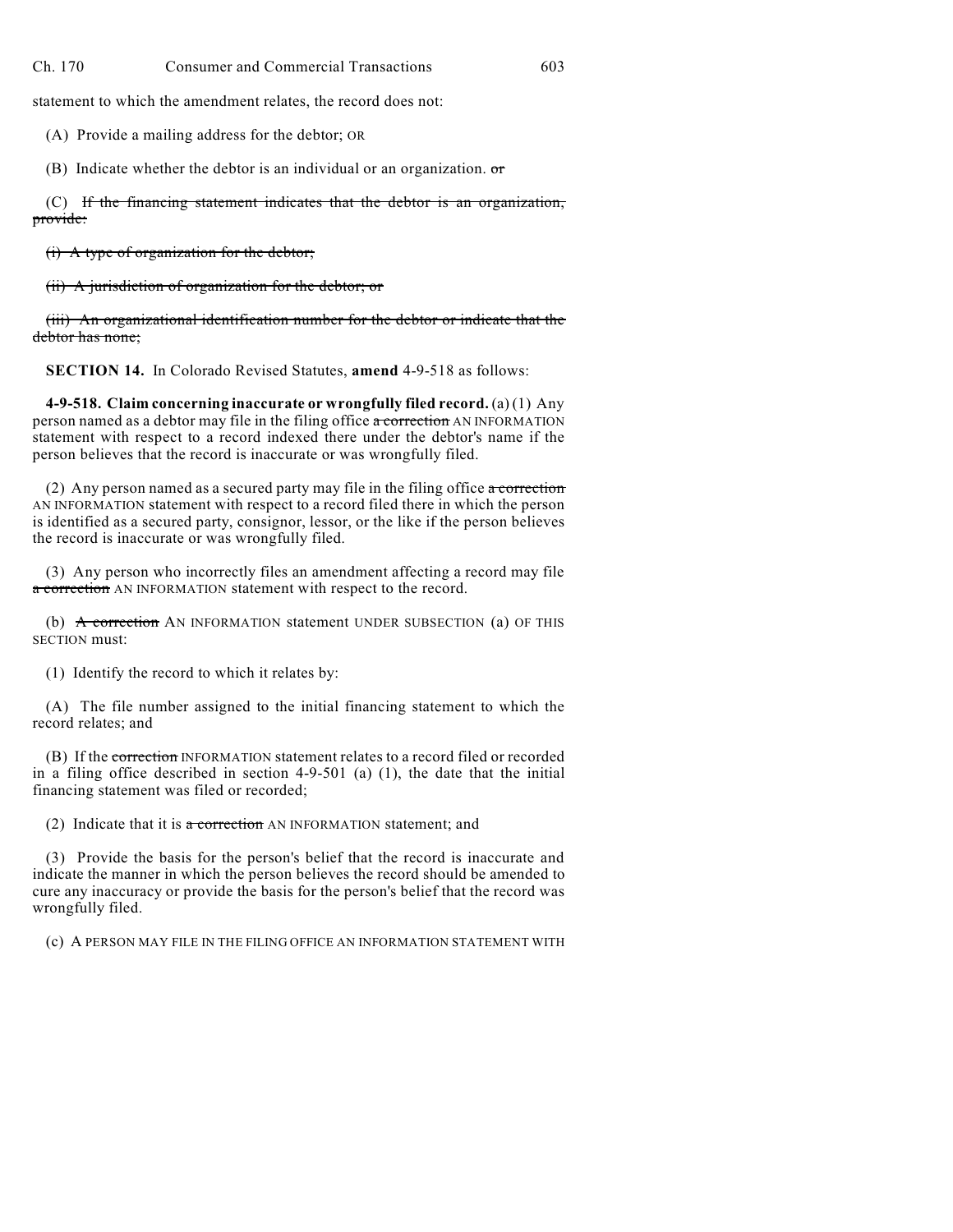statement to which the amendment relates, the record does not:

(A) Provide a mailing address for the debtor; OR

(B) Indicate whether the debtor is an individual or an organization. ~~or~~

(C) ~~If the financing statement indicates that the debtor is an organization, provide:~~

~~(i) A type of organization for the debtor;~~

~~(ii) A jurisdiction of organization for the debtor; or~~

~~(iii) An organizational identification number for the debtor or indicate that the debtor has none;~~

**SECTION 14.** In Colorado Revised Statutes, **amend** 4-9-518 as follows:

**4-9-518. Claim concerning inaccurate or wrongfully filed record.** (a) (1) Any person named as a debtor may file in the filing office ~~a correction~~ AN INFORMATION statement with respect to a record indexed there under the debtor's name if the person believes that the record is inaccurate or was wrongfully filed.

(2) Any person named as a secured party may file in the filing office ~~a correction~~ AN INFORMATION statement with respect to a record filed there in which the person is identified as a secured party, consignor, lessor, or the like if the person believes the record is inaccurate or was wrongfully filed.

(3) Any person who incorrectly files an amendment affecting a record may file ~~a correction~~ AN INFORMATION statement with respect to the record.

(b) ~~A correction~~ AN INFORMATION statement UNDER SUBSECTION (a) OF THIS SECTION must:

(1) Identify the record to which it relates by:

(A) The file number assigned to the initial financing statement to which the record relates; and

(B) If the ~~correction~~ INFORMATION statement relates to a record filed or recorded in a filing office described in section 4-9-501 (a) (1), the date that the initial financing statement was filed or recorded;

(2) Indicate that it is ~~a correction~~ AN INFORMATION statement; and

(3) Provide the basis for the person's belief that the record is inaccurate and indicate the manner in which the person believes the record should be amended to cure any inaccuracy or provide the basis for the person's belief that the record was wrongfully filed.

(c) A PERSON MAY FILE IN THE FILING OFFICE AN INFORMATION STATEMENT WITH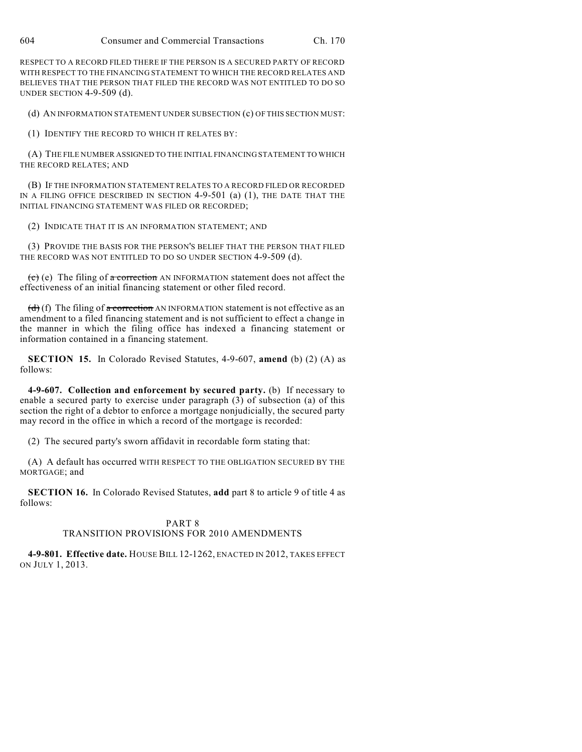RESPECT TO A RECORD FILED THERE IF THE PERSON IS A SECURED PARTY OF RECORD WITH RESPECT TO THE FINANCING STATEMENT TO WHICH THE RECORD RELATES AND BELIEVES THAT THE PERSON THAT FILED THE RECORD WAS NOT ENTITLED TO DO SO UNDER SECTION 4-9-509 (d).

(d) AN INFORMATION STATEMENT UNDER SUBSECTION (c) OF THIS SECTION MUST:

(1) IDENTIFY THE RECORD TO WHICH IT RELATES BY:

(A) THE FILE NUMBER ASSIGNED TO THE INITIAL FINANCING STATEMENT TO WHICH THE RECORD RELATES; AND

(B) IF THE INFORMATION STATEMENT RELATES TO A RECORD FILED OR RECORDED IN A FILING OFFICE DESCRIBED IN SECTION 4-9-501 (a) (1), THE DATE THAT THE INITIAL FINANCING STATEMENT WAS FILED OR RECORDED;

(2) INDICATE THAT IT IS AN INFORMATION STATEMENT; AND

(3) PROVIDE THE BASIS FOR THE PERSON'S BELIEF THAT THE PERSON THAT FILED THE RECORD WAS NOT ENTITLED TO DO SO UNDER SECTION 4-9-509 (d).

~~(c)~~ (e) The filing of ~~a correction~~ AN INFORMATION statement does not affect the effectiveness of an initial financing statement or other filed record.

~~(d)~~ (f) The filing of ~~a correction~~ AN INFORMATION statement is not effective as an amendment to a filed financing statement and is not sufficient to effect a change in the manner in which the filing office has indexed a financing statement or information contained in a financing statement.

**SECTION 15.** In Colorado Revised Statutes, 4-9-607, **amend** (b) (2) (A) as follows:

**4-9-607. Collection and enforcement by secured party.** (b) If necessary to enable a secured party to exercise under paragraph (3) of subsection (a) of this section the right of a debtor to enforce a mortgage nonjudicially, the secured party may record in the office in which a record of the mortgage is recorded:

(2) The secured party's sworn affidavit in recordable form stating that:

(A) A default has occurred WITH RESPECT TO THE OBLIGATION SECURED BY THE MORTGAGE; and

**SECTION 16.** In Colorado Revised Statutes, **add** part 8 to article 9 of title 4 as follows:

PART 8
TRANSITION PROVISIONS FOR 2010 AMENDMENTS

**4-9-801. Effective date.** HOUSE BILL 12-1262, ENACTED IN 2012, TAKES EFFECT ON JULY 1, 2013.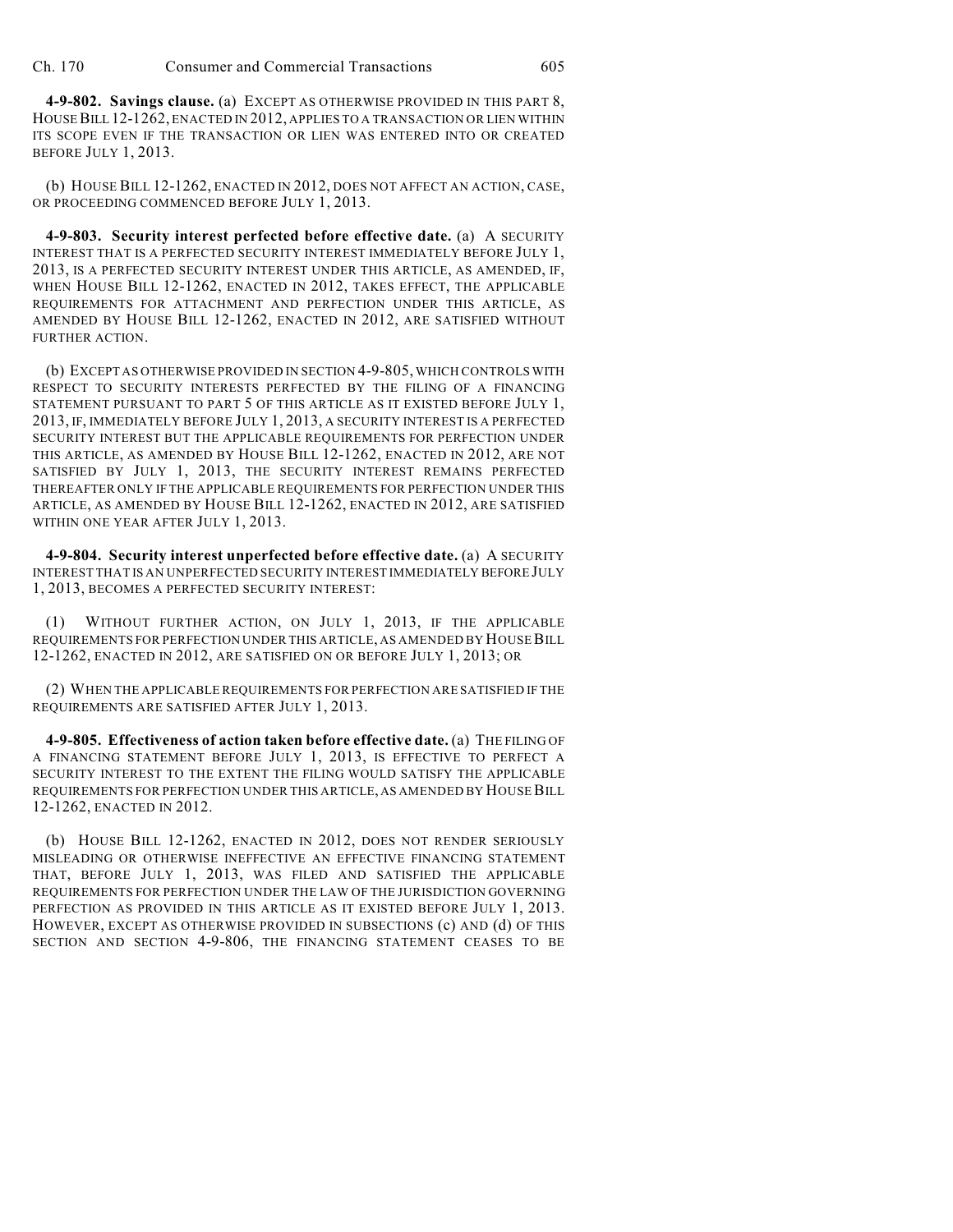**4-9-802. Savings clause.** (a) EXCEPT AS OTHERWISE PROVIDED IN THIS PART 8, HOUSE BILL 12-1262, ENACTED IN 2012, APPLIES TO A TRANSACTION OR LIEN WITHIN ITS SCOPE EVEN IF THE TRANSACTION OR LIEN WAS ENTERED INTO OR CREATED BEFORE JULY 1, 2013.

(b) HOUSE BILL 12-1262, ENACTED IN 2012, DOES NOT AFFECT AN ACTION, CASE, OR PROCEEDING COMMENCED BEFORE JULY 1, 2013.

**4-9-803. Security interest perfected before effective date.** (a) A SECURITY INTEREST THAT IS A PERFECTED SECURITY INTEREST IMMEDIATELY BEFORE JULY 1, 2013, IS A PERFECTED SECURITY INTEREST UNDER THIS ARTICLE, AS AMENDED, IF, WHEN HOUSE BILL 12-1262, ENACTED IN 2012, TAKES EFFECT, THE APPLICABLE REQUIREMENTS FOR ATTACHMENT AND PERFECTION UNDER THIS ARTICLE, AS AMENDED BY HOUSE BILL 12-1262, ENACTED IN 2012, ARE SATISFIED WITHOUT FURTHER ACTION.

(b) EXCEPT AS OTHERWISE PROVIDED IN SECTION 4-9-805, WHICH CONTROLS WITH RESPECT TO SECURITY INTERESTS PERFECTED BY THE FILING OF A FINANCING STATEMENT PURSUANT TO PART 5 OF THIS ARTICLE AS IT EXISTED BEFORE JULY 1, 2013, IF, IMMEDIATELY BEFORE JULY 1, 2013, A SECURITY INTEREST IS A PERFECTED SECURITY INTEREST BUT THE APPLICABLE REQUIREMENTS FOR PERFECTION UNDER THIS ARTICLE, AS AMENDED BY HOUSE BILL 12-1262, ENACTED IN 2012, ARE NOT SATISFIED BY JULY 1, 2013, THE SECURITY INTEREST REMAINS PERFECTED THEREAFTER ONLY IF THE APPLICABLE REQUIREMENTS FOR PERFECTION UNDER THIS ARTICLE, AS AMENDED BY HOUSE BILL 12-1262, ENACTED IN 2012, ARE SATISFIED WITHIN ONE YEAR AFTER JULY 1, 2013.

**4-9-804. Security interest unperfected before effective date.** (a) A SECURITY INTEREST THAT IS AN UNPERFECTED SECURITY INTEREST IMMEDIATELY BEFORE JULY 1, 2013, BECOMES A PERFECTED SECURITY INTEREST:

(1) WITHOUT FURTHER ACTION, ON JULY 1, 2013, IF THE APPLICABLE REQUIREMENTS FOR PERFECTION UNDER THIS ARTICLE, AS AMENDED BY HOUSE BILL 12-1262, ENACTED IN 2012, ARE SATISFIED ON OR BEFORE JULY 1, 2013; OR

(2) WHEN THE APPLICABLE REQUIREMENTS FOR PERFECTION ARE SATISFIED IF THE REQUIREMENTS ARE SATISFIED AFTER JULY 1, 2013.

**4-9-805. Effectiveness of action taken before effective date.** (a) THE FILING OF A FINANCING STATEMENT BEFORE JULY 1, 2013, IS EFFECTIVE TO PERFECT A SECURITY INTEREST TO THE EXTENT THE FILING WOULD SATISFY THE APPLICABLE REQUIREMENTS FOR PERFECTION UNDER THIS ARTICLE, AS AMENDED BY HOUSE BILL 12-1262, ENACTED IN 2012.

(b) HOUSE BILL 12-1262, ENACTED IN 2012, DOES NOT RENDER SERIOUSLY MISLEADING OR OTHERWISE INEFFECTIVE AN EFFECTIVE FINANCING STATEMENT THAT, BEFORE JULY 1, 2013, WAS FILED AND SATISFIED THE APPLICABLE REQUIREMENTS FOR PERFECTION UNDER THE LAW OF THE JURISDICTION GOVERNING PERFECTION AS PROVIDED IN THIS ARTICLE AS IT EXISTED BEFORE JULY 1, 2013. HOWEVER, EXCEPT AS OTHERWISE PROVIDED IN SUBSECTIONS (c) AND (d) OF THIS SECTION AND SECTION 4-9-806, THE FINANCING STATEMENT CEASES TO BE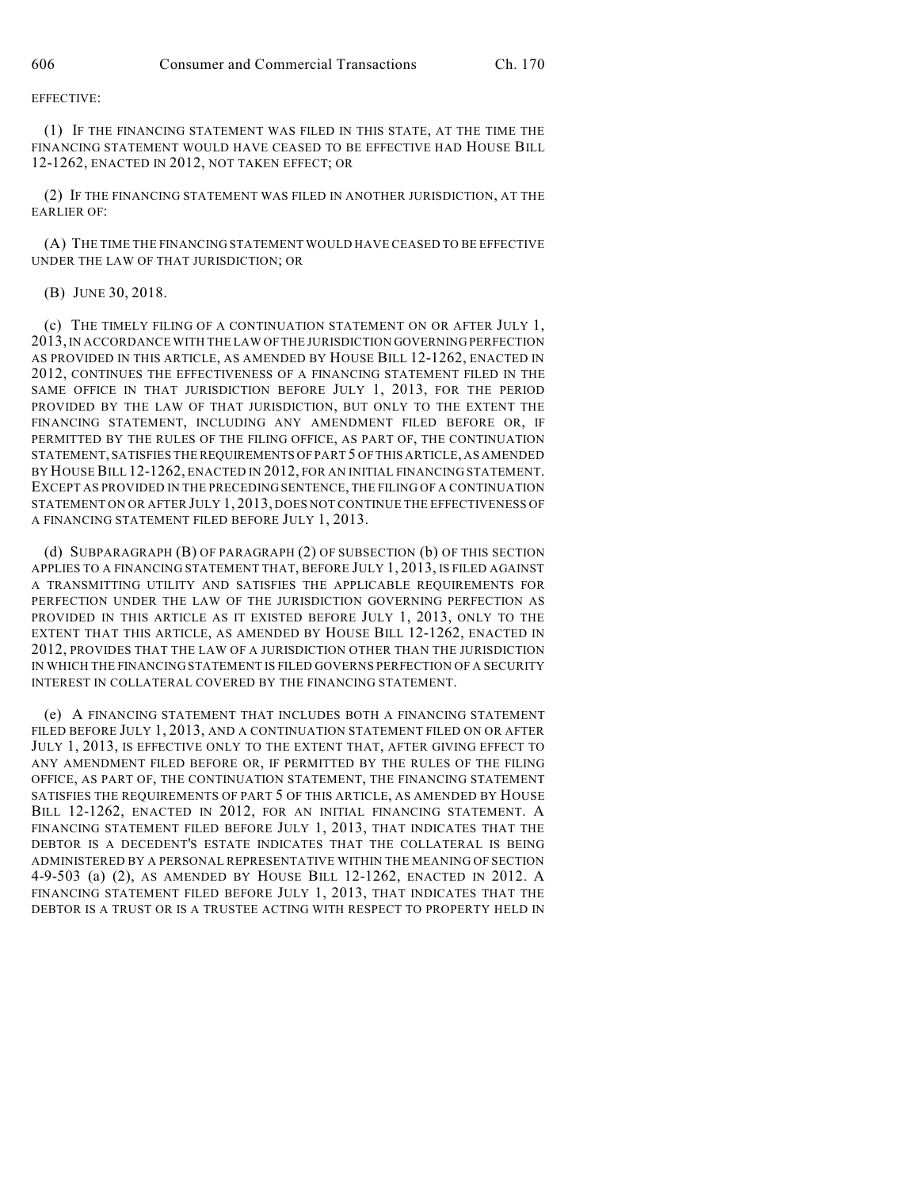EFFECTIVE:

(1) IF THE FINANCING STATEMENT WAS FILED IN THIS STATE, AT THE TIME THE FINANCING STATEMENT WOULD HAVE CEASED TO BE EFFECTIVE HAD HOUSE BILL 12-1262, ENACTED IN 2012, NOT TAKEN EFFECT; OR

(2) IF THE FINANCING STATEMENT WAS FILED IN ANOTHER JURISDICTION, AT THE EARLIER OF:

(A) THE TIME THE FINANCING STATEMENT WOULD HAVE CEASED TO BE EFFECTIVE UNDER THE LAW OF THAT JURISDICTION; OR

(B) JUNE 30, 2018.

(c) THE TIMELY FILING OF A CONTINUATION STATEMENT ON OR AFTER JULY 1, 2013, IN ACCORDANCE WITH THE LAW OF THE JURISDICTION GOVERNING PERFECTION AS PROVIDED IN THIS ARTICLE, AS AMENDED BY HOUSE BILL 12-1262, ENACTED IN 2012, CONTINUES THE EFFECTIVENESS OF A FINANCING STATEMENT FILED IN THE SAME OFFICE IN THAT JURISDICTION BEFORE JULY 1, 2013, FOR THE PERIOD PROVIDED BY THE LAW OF THAT JURISDICTION, BUT ONLY TO THE EXTENT THE FINANCING STATEMENT, INCLUDING ANY AMENDMENT FILED BEFORE OR, IF PERMITTED BY THE RULES OF THE FILING OFFICE, AS PART OF, THE CONTINUATION STATEMENT, SATISFIES THE REQUIREMENTS OF PART 5 OF THIS ARTICLE, AS AMENDED BY HOUSE BILL 12-1262, ENACTED IN 2012, FOR AN INITIAL FINANCING STATEMENT. EXCEPT AS PROVIDED IN THE PRECEDING SENTENCE, THE FILING OF A CONTINUATION STATEMENT ON OR AFTER JULY 1, 2013, DOES NOT CONTINUE THE EFFECTIVENESS OF A FINANCING STATEMENT FILED BEFORE JULY 1, 2013.

(d) SUBPARAGRAPH (B) OF PARAGRAPH (2) OF SUBSECTION (b) OF THIS SECTION APPLIES TO A FINANCING STATEMENT THAT, BEFORE JULY 1, 2013, IS FILED AGAINST A TRANSMITTING UTILITY AND SATISFIES THE APPLICABLE REQUIREMENTS FOR PERFECTION UNDER THE LAW OF THE JURISDICTION GOVERNING PERFECTION AS PROVIDED IN THIS ARTICLE AS IT EXISTED BEFORE JULY 1, 2013, ONLY TO THE EXTENT THAT THIS ARTICLE, AS AMENDED BY HOUSE BILL 12-1262, ENACTED IN 2012, PROVIDES THAT THE LAW OF A JURISDICTION OTHER THAN THE JURISDICTION IN WHICH THE FINANCING STATEMENT IS FILED GOVERNS PERFECTION OF A SECURITY INTEREST IN COLLATERAL COVERED BY THE FINANCING STATEMENT.

(e) A FINANCING STATEMENT THAT INCLUDES BOTH A FINANCING STATEMENT FILED BEFORE JULY 1, 2013, AND A CONTINUATION STATEMENT FILED ON OR AFTER JULY 1, 2013, IS EFFECTIVE ONLY TO THE EXTENT THAT, AFTER GIVING EFFECT TO ANY AMENDMENT FILED BEFORE OR, IF PERMITTED BY THE RULES OF THE FILING OFFICE, AS PART OF, THE CONTINUATION STATEMENT, THE FINANCING STATEMENT SATISFIES THE REQUIREMENTS OF PART 5 OF THIS ARTICLE, AS AMENDED BY HOUSE BILL 12-1262, ENACTED IN 2012, FOR AN INITIAL FINANCING STATEMENT. A FINANCING STATEMENT FILED BEFORE JULY 1, 2013, THAT INDICATES THAT THE DEBTOR IS A DECEDENT'S ESTATE INDICATES THAT THE COLLATERAL IS BEING ADMINISTERED BY A PERSONAL REPRESENTATIVE WITHIN THE MEANING OF SECTION 4-9-503 (a) (2), AS AMENDED BY HOUSE BILL 12-1262, ENACTED IN 2012. A FINANCING STATEMENT FILED BEFORE JULY 1, 2013, THAT INDICATES THAT THE DEBTOR IS A TRUST OR IS A TRUSTEE ACTING WITH RESPECT TO PROPERTY HELD IN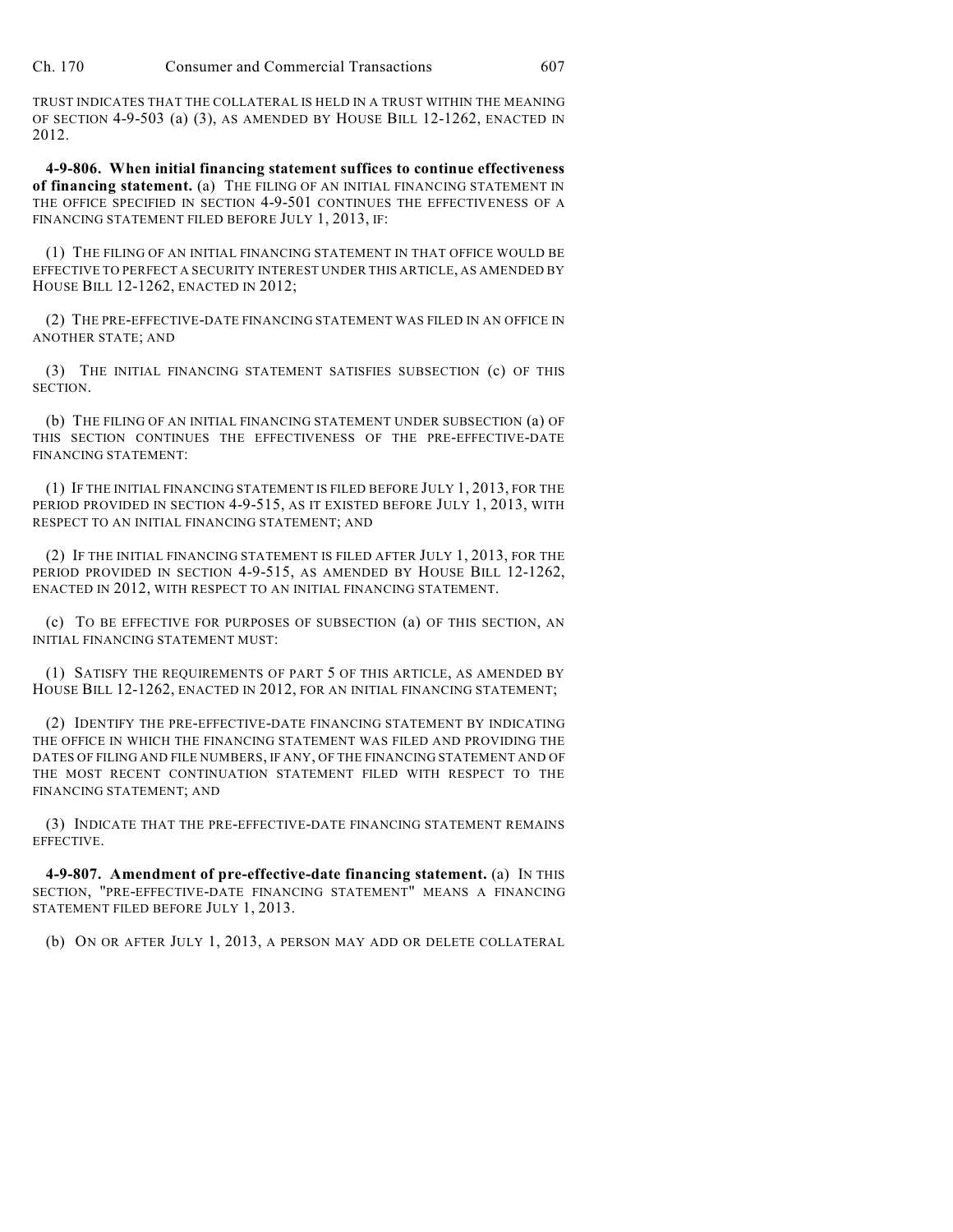TRUST INDICATES THAT THE COLLATERAL IS HELD IN A TRUST WITHIN THE MEANING OF SECTION 4-9-503 (a) (3), AS AMENDED BY HOUSE BILL 12-1262, ENACTED IN 2012.

**4-9-806. When initial financing statement suffices to continue effectiveness of financing statement.** (a) THE FILING OF AN INITIAL FINANCING STATEMENT IN THE OFFICE SPECIFIED IN SECTION 4-9-501 CONTINUES THE EFFECTIVENESS OF A FINANCING STATEMENT FILED BEFORE JULY 1, 2013, IF:

(1) THE FILING OF AN INITIAL FINANCING STATEMENT IN THAT OFFICE WOULD BE EFFECTIVE TO PERFECT A SECURITY INTEREST UNDER THIS ARTICLE, AS AMENDED BY HOUSE BILL 12-1262, ENACTED IN 2012;

(2) THE PRE-EFFECTIVE-DATE FINANCING STATEMENT WAS FILED IN AN OFFICE IN ANOTHER STATE; AND

(3) THE INITIAL FINANCING STATEMENT SATISFIES SUBSECTION (c) OF THIS SECTION.

(b) THE FILING OF AN INITIAL FINANCING STATEMENT UNDER SUBSECTION (a) OF THIS SECTION CONTINUES THE EFFECTIVENESS OF THE PRE-EFFECTIVE-DATE FINANCING STATEMENT:

(1) IF THE INITIAL FINANCING STATEMENT IS FILED BEFORE JULY 1, 2013, FOR THE PERIOD PROVIDED IN SECTION 4-9-515, AS IT EXISTED BEFORE JULY 1, 2013, WITH RESPECT TO AN INITIAL FINANCING STATEMENT; AND

(2) IF THE INITIAL FINANCING STATEMENT IS FILED AFTER JULY 1, 2013, FOR THE PERIOD PROVIDED IN SECTION 4-9-515, AS AMENDED BY HOUSE BILL 12-1262, ENACTED IN 2012, WITH RESPECT TO AN INITIAL FINANCING STATEMENT.

(c) TO BE EFFECTIVE FOR PURPOSES OF SUBSECTION (a) OF THIS SECTION, AN INITIAL FINANCING STATEMENT MUST:

(1) SATISFY THE REQUIREMENTS OF PART 5 OF THIS ARTICLE, AS AMENDED BY HOUSE BILL 12-1262, ENACTED IN 2012, FOR AN INITIAL FINANCING STATEMENT;

(2) IDENTIFY THE PRE-EFFECTIVE-DATE FINANCING STATEMENT BY INDICATING THE OFFICE IN WHICH THE FINANCING STATEMENT WAS FILED AND PROVIDING THE DATES OF FILING AND FILE NUMBERS, IF ANY, OF THE FINANCING STATEMENT AND OF THE MOST RECENT CONTINUATION STATEMENT FILED WITH RESPECT TO THE FINANCING STATEMENT; AND

(3) INDICATE THAT THE PRE-EFFECTIVE-DATE FINANCING STATEMENT REMAINS EFFECTIVE.

**4-9-807. Amendment of pre-effective-date financing statement.** (a) IN THIS SECTION, "PRE-EFFECTIVE-DATE FINANCING STATEMENT" MEANS A FINANCING STATEMENT FILED BEFORE JULY 1, 2013.

(b) ON OR AFTER JULY 1, 2013, A PERSON MAY ADD OR DELETE COLLATERAL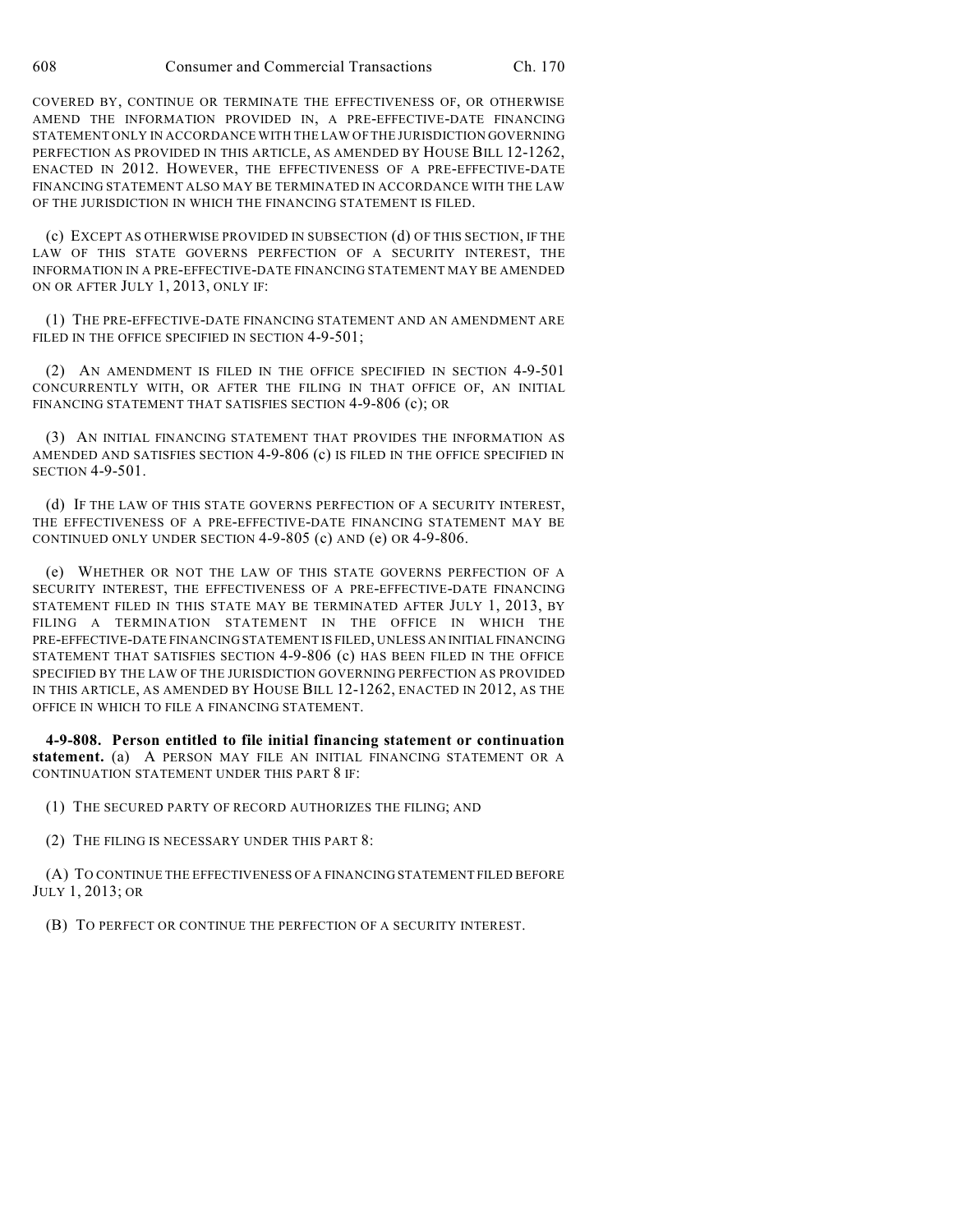COVERED BY, CONTINUE OR TERMINATE THE EFFECTIVENESS OF, OR OTHERWISE AMEND THE INFORMATION PROVIDED IN, A PRE-EFFECTIVE-DATE FINANCING STATEMENT ONLY IN ACCORDANCE WITH THE LAW OF THE JURISDICTION GOVERNING PERFECTION AS PROVIDED IN THIS ARTICLE, AS AMENDED BY HOUSE BILL 12-1262, ENACTED IN 2012. HOWEVER, THE EFFECTIVENESS OF A PRE-EFFECTIVE-DATE FINANCING STATEMENT ALSO MAY BE TERMINATED IN ACCORDANCE WITH THE LAW OF THE JURISDICTION IN WHICH THE FINANCING STATEMENT IS FILED.

(c) EXCEPT AS OTHERWISE PROVIDED IN SUBSECTION (d) OF THIS SECTION, IF THE LAW OF THIS STATE GOVERNS PERFECTION OF A SECURITY INTEREST, THE INFORMATION IN A PRE-EFFECTIVE-DATE FINANCING STATEMENT MAY BE AMENDED ON OR AFTER JULY 1, 2013, ONLY IF:

(1) THE PRE-EFFECTIVE-DATE FINANCING STATEMENT AND AN AMENDMENT ARE FILED IN THE OFFICE SPECIFIED IN SECTION 4-9-501;

(2) AN AMENDMENT IS FILED IN THE OFFICE SPECIFIED IN SECTION 4-9-501 CONCURRENTLY WITH, OR AFTER THE FILING IN THAT OFFICE OF, AN INITIAL FINANCING STATEMENT THAT SATISFIES SECTION 4-9-806 (c); OR

(3) AN INITIAL FINANCING STATEMENT THAT PROVIDES THE INFORMATION AS AMENDED AND SATISFIES SECTION 4-9-806 (c) IS FILED IN THE OFFICE SPECIFIED IN SECTION 4-9-501.

(d) IF THE LAW OF THIS STATE GOVERNS PERFECTION OF A SECURITY INTEREST, THE EFFECTIVENESS OF A PRE-EFFECTIVE-DATE FINANCING STATEMENT MAY BE CONTINUED ONLY UNDER SECTION 4-9-805 (c) AND (e) OR 4-9-806.

(e) WHETHER OR NOT THE LAW OF THIS STATE GOVERNS PERFECTION OF A SECURITY INTEREST, THE EFFECTIVENESS OF A PRE-EFFECTIVE-DATE FINANCING STATEMENT FILED IN THIS STATE MAY BE TERMINATED AFTER JULY 1, 2013, BY FILING A TERMINATION STATEMENT IN THE OFFICE IN WHICH THE PRE-EFFECTIVE-DATE FINANCING STATEMENT IS FILED, UNLESS AN INITIAL FINANCING STATEMENT THAT SATISFIES SECTION 4-9-806 (c) HAS BEEN FILED IN THE OFFICE SPECIFIED BY THE LAW OF THE JURISDICTION GOVERNING PERFECTION AS PROVIDED IN THIS ARTICLE, AS AMENDED BY HOUSE BILL 12-1262, ENACTED IN 2012, AS THE OFFICE IN WHICH TO FILE A FINANCING STATEMENT.

**4-9-808. Person entitled to file initial financing statement or continuation statement.** (a) A PERSON MAY FILE AN INITIAL FINANCING STATEMENT OR A CONTINUATION STATEMENT UNDER THIS PART 8 IF:

(1) THE SECURED PARTY OF RECORD AUTHORIZES THE FILING; AND

(2) THE FILING IS NECESSARY UNDER THIS PART 8:

(A) TO CONTINUE THE EFFECTIVENESS OF A FINANCING STATEMENT FILED BEFORE JULY 1, 2013; OR

(B) TO PERFECT OR CONTINUE THE PERFECTION OF A SECURITY INTEREST.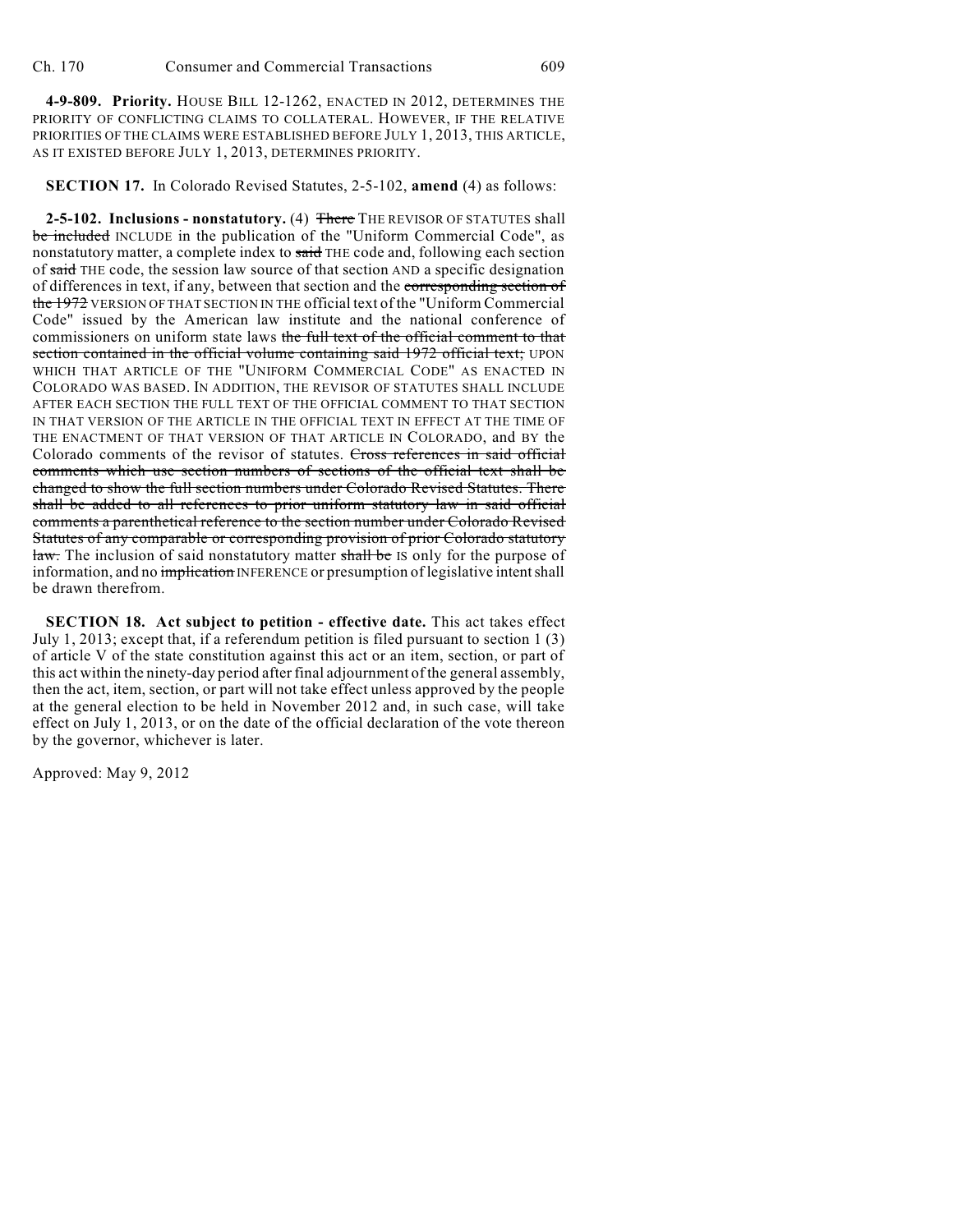**4-9-809. Priority.** HOUSE BILL 12-1262, ENACTED IN 2012, DETERMINES THE PRIORITY OF CONFLICTING CLAIMS TO COLLATERAL. HOWEVER, IF THE RELATIVE PRIORITIES OF THE CLAIMS WERE ESTABLISHED BEFORE JULY 1, 2013, THIS ARTICLE, AS IT EXISTED BEFORE JULY 1, 2013, DETERMINES PRIORITY.

**SECTION 17.** In Colorado Revised Statutes, 2-5-102, **amend** (4) as follows:

**2-5-102. Inclusions - nonstatutory.** (4) ~~There~~ THE REVISOR OF STATUTES shall ~~be included~~ INCLUDE in the publication of the "Uniform Commercial Code", as nonstatutory matter, a complete index to ~~said~~ THE code and, following each section of ~~said~~ THE code, the session law source of that section AND a specific designation of differences in text, if any, between that section and the ~~corresponding section of the 1972~~ VERSION OF THAT SECTION IN THE official text of the "Uniform Commercial Code" issued by the American law institute and the national conference of commissioners on uniform state laws ~~the full text of the official comment to that section contained in the official volume containing said 1972 official text;~~ UPON WHICH THAT ARTICLE OF THE "UNIFORM COMMERCIAL CODE" AS ENACTED IN COLORADO WAS BASED. IN ADDITION, THE REVISOR OF STATUTES SHALL INCLUDE AFTER EACH SECTION THE FULL TEXT OF THE OFFICIAL COMMENT TO THAT SECTION IN THAT VERSION OF THE ARTICLE IN THE OFFICIAL TEXT IN EFFECT AT THE TIME OF THE ENACTMENT OF THAT VERSION OF THAT ARTICLE IN COLORADO, and BY the Colorado comments of the revisor of statutes. ~~Cross references in said official comments which use section numbers of sections of the official text shall be changed to show the full section numbers under Colorado Revised Statutes. There shall be added to all references to prior uniform statutory law in said official comments a parenthetical reference to the section number under Colorado Revised Statutes of any comparable or corresponding provision of prior Colorado statutory law.~~ The inclusion of said nonstatutory matter ~~shall be~~ IS only for the purpose of information, and no ~~implication~~ INFERENCE or presumption of legislative intent shall be drawn therefrom.

**SECTION 18. Act subject to petition - effective date.** This act takes effect July 1, 2013; except that, if a referendum petition is filed pursuant to section 1 (3) of article V of the state constitution against this act or an item, section, or part of this act within the ninety-day period after final adjournment of the general assembly, then the act, item, section, or part will not take effect unless approved by the people at the general election to be held in November 2012 and, in such case, will take effect on July 1, 2013, or on the date of the official declaration of the vote thereon by the governor, whichever is later.

Approved: May 9, 2012